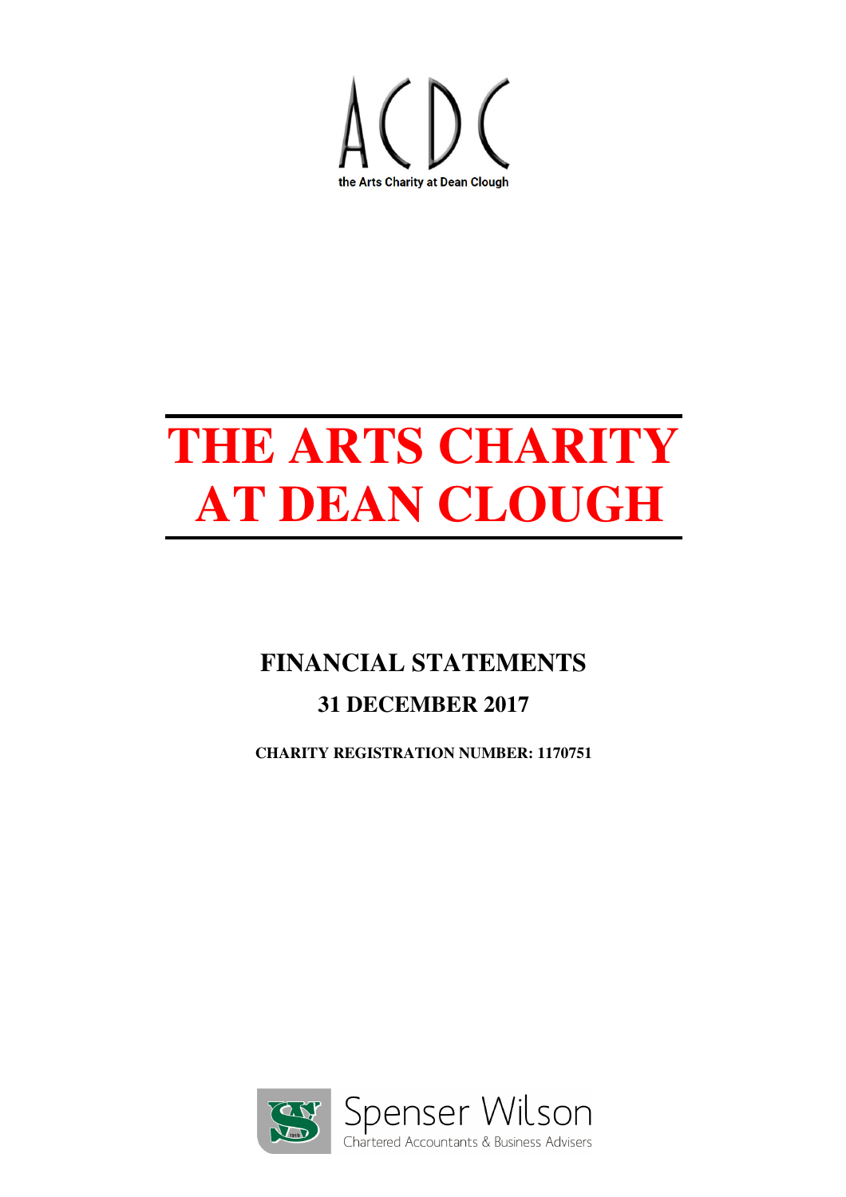ACDC

the Arts Charity at Dean Clough

# THE ARTS CHARITY AT DEAN CLOUGH

## FINANCIAL STATEMENTS

### 31 DECEMBER 2017

**CHARITY REGISTRATION NUMBER: 1170751**

Spenser Wilson
Chartered Accountants & Business Advisers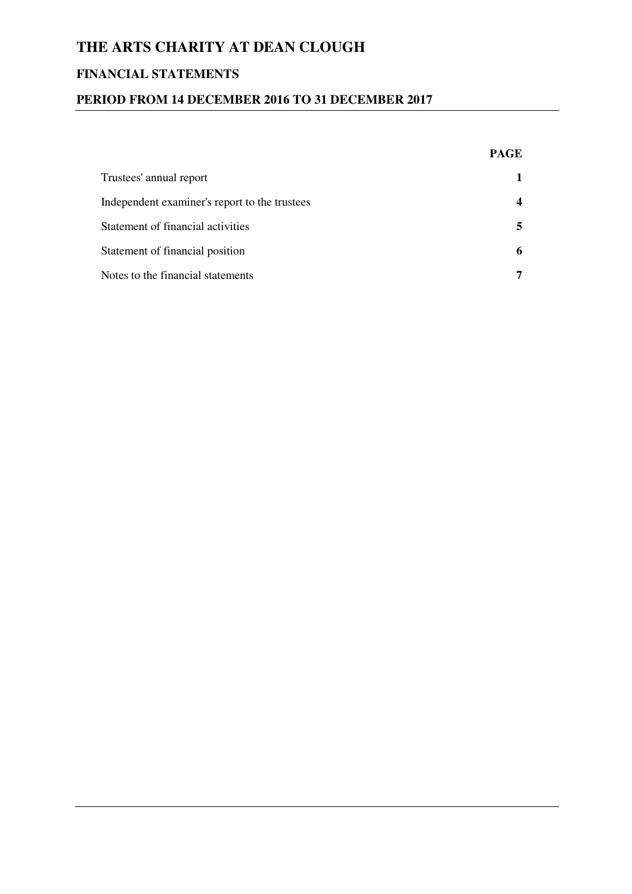# THE ARTS CHARITY AT DEAN CLOUGH

## FINANCIAL STATEMENTS

## PERIOD FROM 14 DECEMBER 2016 TO 31 DECEMBER 2017

| | PAGE |
|---|---|
| Trustees' annual report | **1** |
| Independent examiner's report to the trustees | **4** |
| Statement of financial activities | **5** |
| Statement of financial position | **6** |
| Notes to the financial statements | **7** |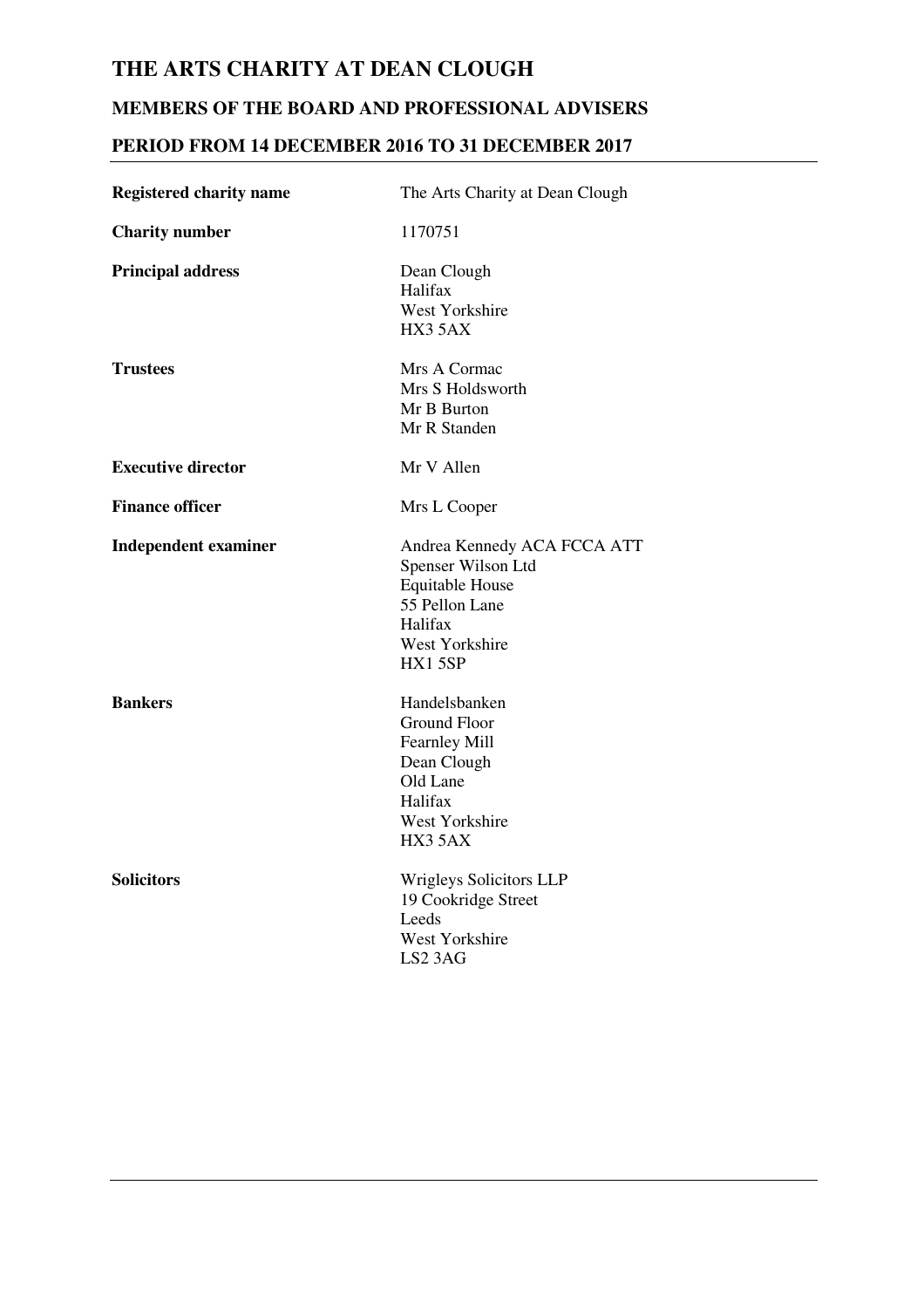# THE ARTS CHARITY AT DEAN CLOUGH

## MEMBERS OF THE BOARD AND PROFESSIONAL ADVISERS

## PERIOD FROM 14 DECEMBER 2016 TO 31 DECEMBER 2017

| | |
|---|---|
| **Registered charity name** | The Arts Charity at Dean Clough |
| **Charity number** | 1170751 |
| **Principal address** | Dean Clough<br>Halifax<br>West Yorkshire<br>HX3 5AX |
| **Trustees** | Mrs A Cormac<br>Mrs S Holdsworth<br>Mr B Burton<br>Mr R Standen |
| **Executive director** | Mr V Allen |
| **Finance officer** | Mrs L Cooper |
| **Independent examiner** | Andrea Kennedy ACA FCCA ATT<br>Spenser Wilson Ltd<br>Equitable House<br>55 Pellon Lane<br>Halifax<br>West Yorkshire<br>HX1 5SP |
| **Bankers** | Handelsbanken<br>Ground Floor<br>Fearnley Mill<br>Dean Clough<br>Old Lane<br>Halifax<br>West Yorkshire<br>HX3 5AX |
| **Solicitors** | Wrigleys Solicitors LLP<br>19 Cookridge Street<br>Leeds<br>West Yorkshire<br>LS2 3AG |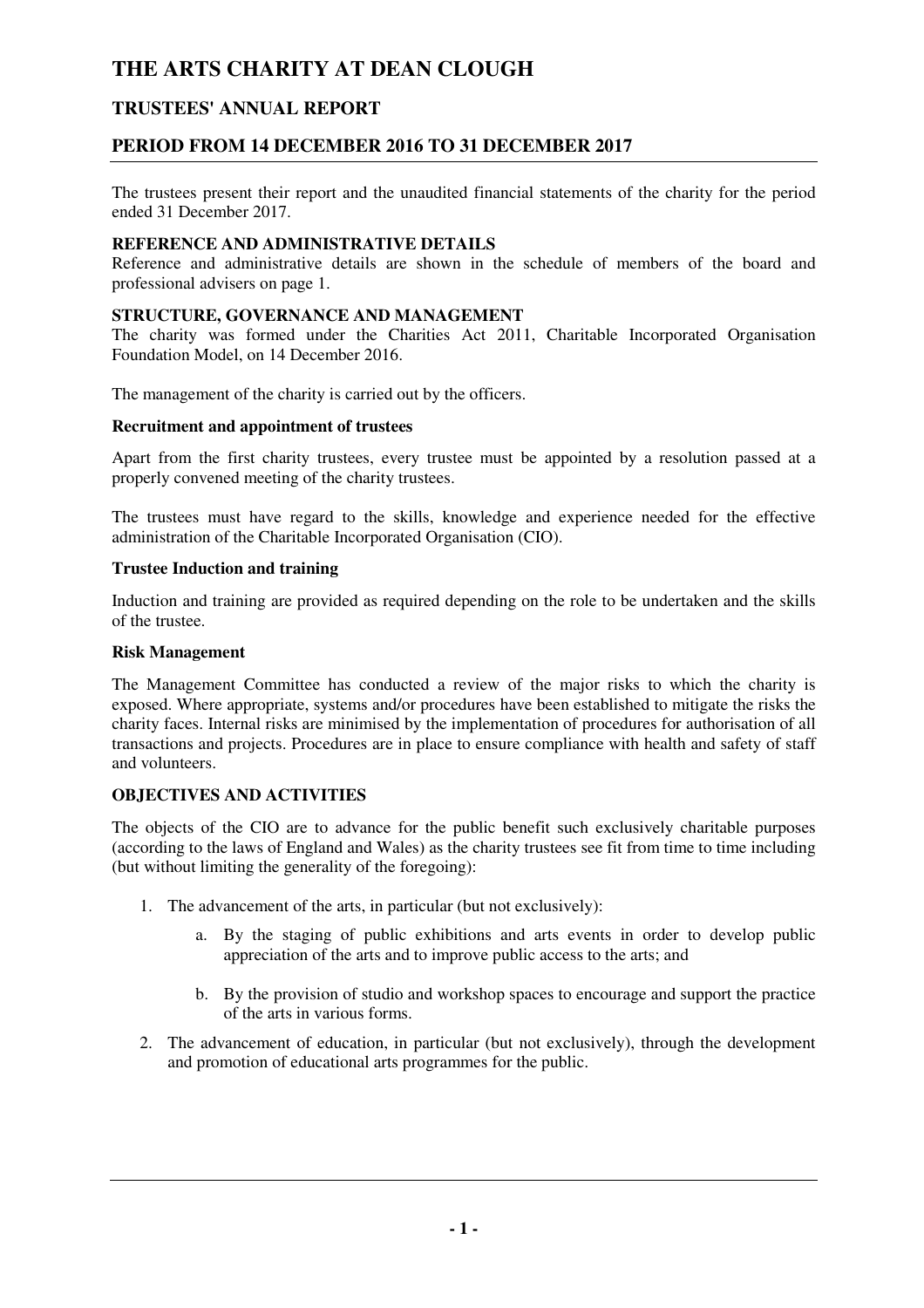# THE ARTS CHARITY AT DEAN CLOUGH

## TRUSTEES' ANNUAL REPORT

## PERIOD FROM 14 DECEMBER 2016 TO 31 DECEMBER 2017

The trustees present their report and the unaudited financial statements of the charity for the period ended 31 December 2017.

**REFERENCE AND ADMINISTRATIVE DETAILS**

Reference and administrative details are shown in the schedule of members of the board and professional advisers on page 1.

**STRUCTURE, GOVERNANCE AND MANAGEMENT**

The charity was formed under the Charities Act 2011, Charitable Incorporated Organisation Foundation Model, on 14 December 2016.

The management of the charity is carried out by the officers.

**Recruitment and appointment of trustees**

Apart from the first charity trustees, every trustee must be appointed by a resolution passed at a properly convened meeting of the charity trustees.

The trustees must have regard to the skills, knowledge and experience needed for the effective administration of the Charitable Incorporated Organisation (CIO).

**Trustee Induction and training**

Induction and training are provided as required depending on the role to be undertaken and the skills of the trustee.

**Risk Management**

The Management Committee has conducted a review of the major risks to which the charity is exposed. Where appropriate, systems and/or procedures have been established to mitigate the risks the charity faces. Internal risks are minimised by the implementation of procedures for authorisation of all transactions and projects. Procedures are in place to ensure compliance with health and safety of staff and volunteers.

**OBJECTIVES AND ACTIVITIES**

The objects of the CIO are to advance for the public benefit such exclusively charitable purposes (according to the laws of England and Wales) as the charity trustees see fit from time to time including (but without limiting the generality of the foregoing):

1. The advancement of the arts, in particular (but not exclusively):
    a. By the staging of public exhibitions and arts events in order to develop public appreciation of the arts and to improve public access to the arts; and
    b. By the provision of studio and workshop spaces to encourage and support the practice of the arts in various forms.
2. The advancement of education, in particular (but not exclusively), through the development and promotion of educational arts programmes for the public.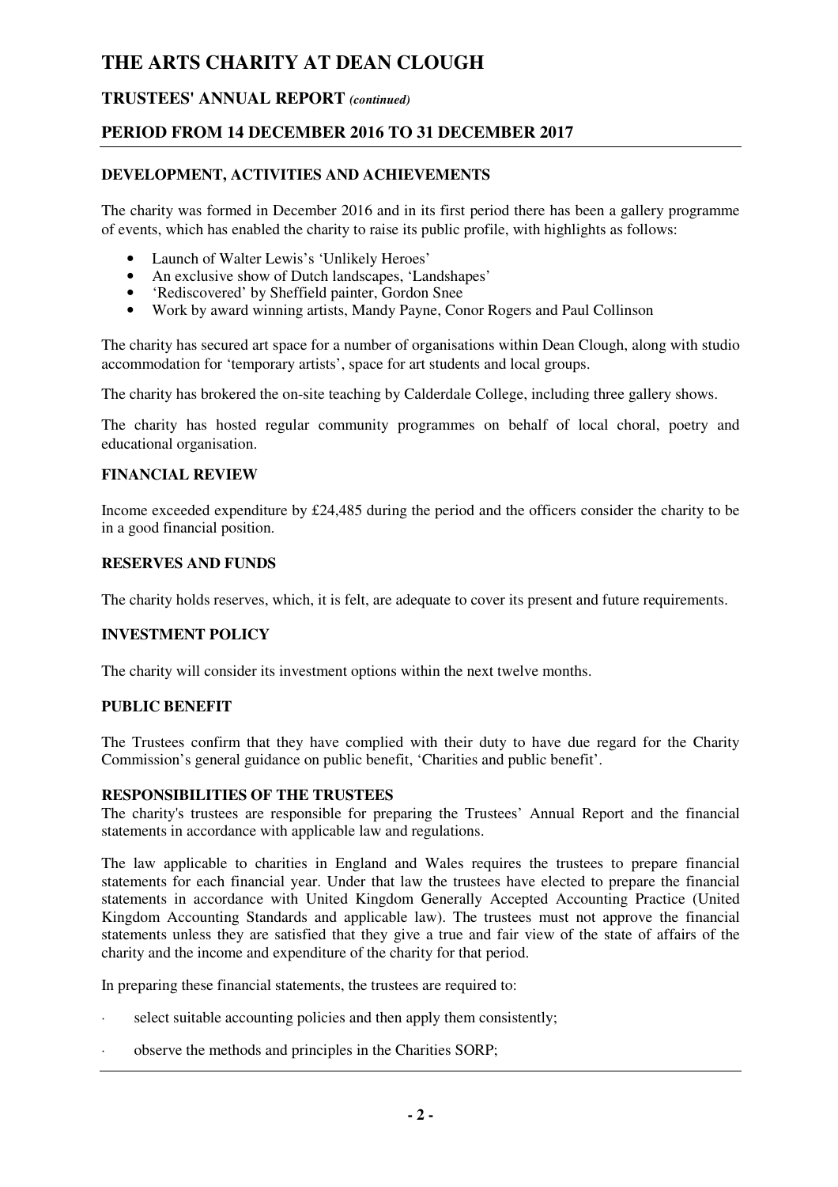# THE ARTS CHARITY AT DEAN CLOUGH

## TRUSTEES' ANNUAL REPORT *(continued)*

## PERIOD FROM 14 DECEMBER 2016 TO 31 DECEMBER 2017

### DEVELOPMENT, ACTIVITIES AND ACHIEVEMENTS

The charity was formed in December 2016 and in its first period there has been a gallery programme of events, which has enabled the charity to raise its public profile, with highlights as follows:

- Launch of Walter Lewis's 'Unlikely Heroes'
- An exclusive show of Dutch landscapes, 'Landshapes'
- 'Rediscovered' by Sheffield painter, Gordon Snee
- Work by award winning artists, Mandy Payne, Conor Rogers and Paul Collinson

The charity has secured art space for a number of organisations within Dean Clough, along with studio accommodation for 'temporary artists', space for art students and local groups.

The charity has brokered the on-site teaching by Calderdale College, including three gallery shows.

The charity has hosted regular community programmes on behalf of local choral, poetry and educational organisation.

### FINANCIAL REVIEW

Income exceeded expenditure by £24,485 during the period and the officers consider the charity to be in a good financial position.

### RESERVES AND FUNDS

The charity holds reserves, which, it is felt, are adequate to cover its present and future requirements.

### INVESTMENT POLICY

The charity will consider its investment options within the next twelve months.

### PUBLIC BENEFIT

The Trustees confirm that they have complied with their duty to have due regard for the Charity Commission's general guidance on public benefit, 'Charities and public benefit'.

### RESPONSIBILITIES OF THE TRUSTEES

The charity's trustees are responsible for preparing the Trustees' Annual Report and the financial statements in accordance with applicable law and regulations.

The law applicable to charities in England and Wales requires the trustees to prepare financial statements for each financial year. Under that law the trustees have elected to prepare the financial statements in accordance with United Kingdom Generally Accepted Accounting Practice (United Kingdom Accounting Standards and applicable law). The trustees must not approve the financial statements unless they are satisfied that they give a true and fair view of the state of affairs of the charity and the income and expenditure of the charity for that period.

In preparing these financial statements, the trustees are required to:

- select suitable accounting policies and then apply them consistently;
- observe the methods and principles in the Charities SORP;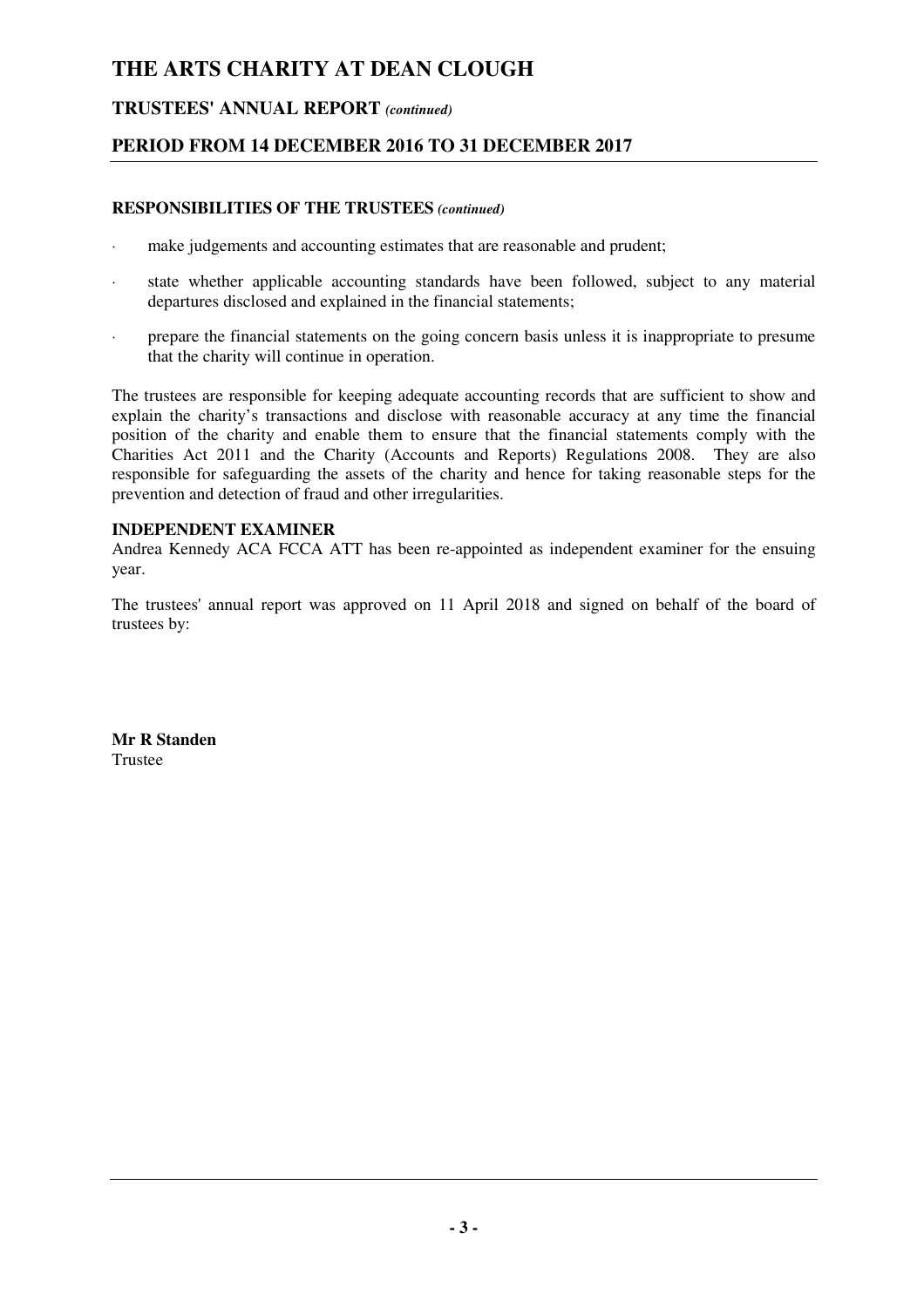### RESPONSIBILITIES OF THE TRUSTEES *(continued)*

- make judgements and accounting estimates that are reasonable and prudent;
- state whether applicable accounting standards have been followed, subject to any material departures disclosed and explained in the financial statements;
- prepare the financial statements on the going concern basis unless it is inappropriate to presume that the charity will continue in operation.

The trustees are responsible for keeping adequate accounting records that are sufficient to show and explain the charity's transactions and disclose with reasonable accuracy at any time the financial position of the charity and enable them to ensure that the financial statements comply with the Charities Act 2011 and the Charity (Accounts and Reports) Regulations 2008. They are also responsible for safeguarding the assets of the charity and hence for taking reasonable steps for the prevention and detection of fraud and other irregularities.

### INDEPENDENT EXAMINER

Andrea Kennedy ACA FCCA ATT has been re-appointed as independent examiner for the ensuing year.

The trustees' annual report was approved on 11 April 2018 and signed on behalf of the board of trustees by:

**Mr R Standen**
Trustee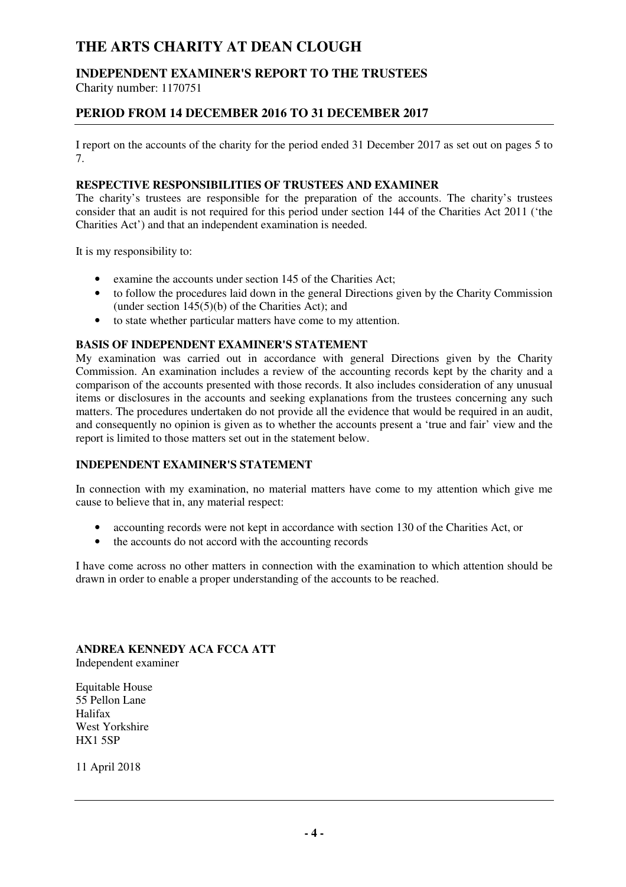# THE ARTS CHARITY AT DEAN CLOUGH

## INDEPENDENT EXAMINER'S REPORT TO THE TRUSTEES

Charity number: 1170751

## PERIOD FROM 14 DECEMBER 2016 TO 31 DECEMBER 2017

I report on the accounts of the charity for the period ended 31 December 2017 as set out on pages 5 to 7.

### RESPECTIVE RESPONSIBILITIES OF TRUSTEES AND EXAMINER

The charity's trustees are responsible for the preparation of the accounts. The charity's trustees consider that an audit is not required for this period under section 144 of the Charities Act 2011 ('the Charities Act') and that an independent examination is needed.

It is my responsibility to:

- examine the accounts under section 145 of the Charities Act;
- to follow the procedures laid down in the general Directions given by the Charity Commission (under section 145(5)(b) of the Charities Act); and
- to state whether particular matters have come to my attention.

### BASIS OF INDEPENDENT EXAMINER'S STATEMENT

My examination was carried out in accordance with general Directions given by the Charity Commission. An examination includes a review of the accounting records kept by the charity and a comparison of the accounts presented with those records. It also includes consideration of any unusual items or disclosures in the accounts and seeking explanations from the trustees concerning any such matters. The procedures undertaken do not provide all the evidence that would be required in an audit, and consequently no opinion is given as to whether the accounts present a 'true and fair' view and the report is limited to those matters set out in the statement below.

### INDEPENDENT EXAMINER'S STATEMENT

In connection with my examination, no material matters have come to my attention which give me cause to believe that in, any material respect:

- accounting records were not kept in accordance with section 130 of the Charities Act, or
- the accounts do not accord with the accounting records

I have come across no other matters in connection with the examination to which attention should be drawn in order to enable a proper understanding of the accounts to be reached.

**ANDREA KENNEDY ACA FCCA ATT**
Independent examiner

Equitable House
55 Pellon Lane
Halifax
West Yorkshire
HX1 5SP

11 April 2018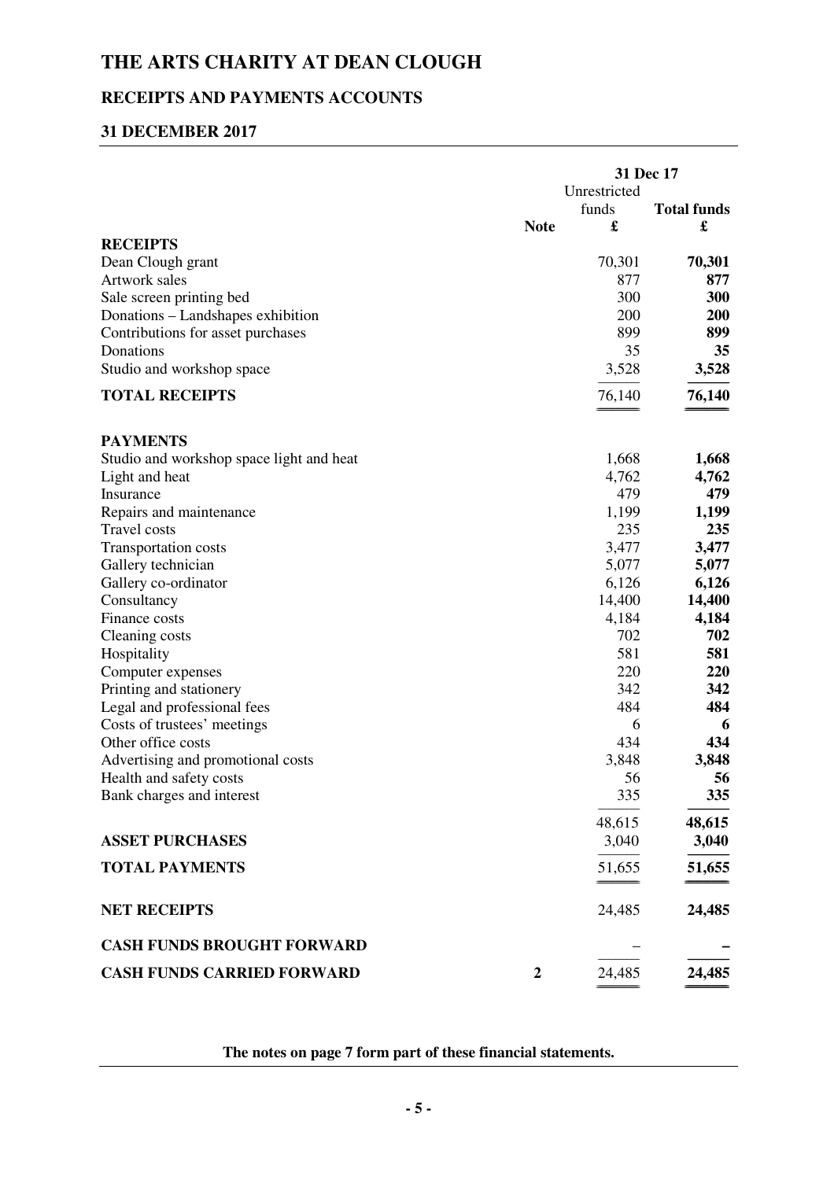# THE ARTS CHARITY AT DEAN CLOUGH

## RECEIPTS AND PAYMENTS ACCOUNTS

## 31 DECEMBER 2017

| | Note | 31 Dec 17 Unrestricted funds £ | Total funds £ |
|---|---|---|---|
| **RECEIPTS** | | | |
| Dean Clough grant | | 70,301 | **70,301** |
| Artwork sales | | 877 | **877** |
| Sale screen printing bed | | 300 | **300** |
| Donations – Landshapes exhibition | | 200 | **200** |
| Contributions for asset purchases | | 899 | **899** |
| Donations | | 35 | **35** |
| Studio and workshop space | | 3,528 | **3,528** |
| **TOTAL RECEIPTS** | | 76,140 | **76,140** |
| **PAYMENTS** | | | |
| Studio and workshop space light and heat | | 1,668 | **1,668** |
| Light and heat | | 4,762 | **4,762** |
| Insurance | | 479 | **479** |
| Repairs and maintenance | | 1,199 | **1,199** |
| Travel costs | | 235 | **235** |
| Transportation costs | | 3,477 | **3,477** |
| Gallery technician | | 5,077 | **5,077** |
| Gallery co-ordinator | | 6,126 | **6,126** |
| Consultancy | | 14,400 | **14,400** |
| Finance costs | | 4,184 | **4,184** |
| Cleaning costs | | 702 | **702** |
| Hospitality | | 581 | **581** |
| Computer expenses | | 220 | **220** |
| Printing and stationery | | 342 | **342** |
| Legal and professional fees | | 484 | **484** |
| Costs of trustees' meetings | | 6 | **6** |
| Other office costs | | 434 | **434** |
| Advertising and promotional costs | | 3,848 | **3,848** |
| Health and safety costs | | 56 | **56** |
| Bank charges and interest | | 335 | **335** |
| | | 48,615 | **48,615** |
| **ASSET PURCHASES** | | 3,040 | **3,040** |
| **TOTAL PAYMENTS** | | 51,655 | **51,655** |
| **NET RECEIPTS** | | 24,485 | **24,485** |
| **CASH FUNDS BROUGHT FORWARD** | | – | **–** |
| **CASH FUNDS CARRIED FORWARD** | 2 | 24,485 | **24,485** |

**The notes on page 7 form part of these financial statements.**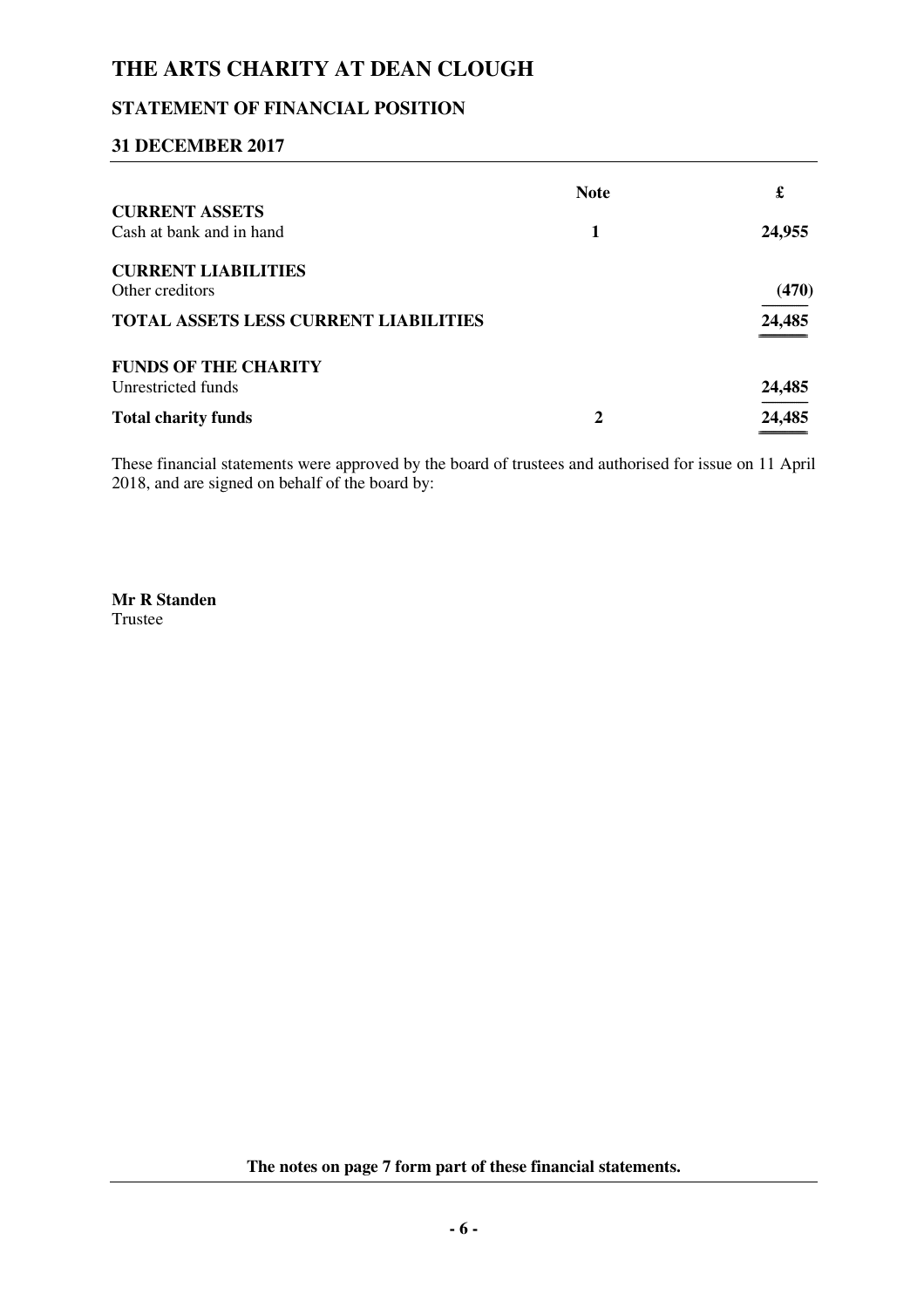# THE ARTS CHARITY AT DEAN CLOUGH

## STATEMENT OF FINANCIAL POSITION

## 31 DECEMBER 2017

| | Note | £ |
|---|---|---|
| **CURRENT ASSETS** | | |
| Cash at bank and in hand | **1** | **24,955** |
| **CURRENT LIABILITIES** | | |
| Other creditors | | **(470)** |
| **TOTAL ASSETS LESS CURRENT LIABILITIES** | | **24,485** |
| **FUNDS OF THE CHARITY** | | |
| Unrestricted funds | | **24,485** |
| **Total charity funds** | **2** | **24,485** |

These financial statements were approved by the board of trustees and authorised for issue on 11 April 2018, and are signed on behalf of the board by:

**Mr R Standen**
Trustee

**The notes on page 7 form part of these financial statements.**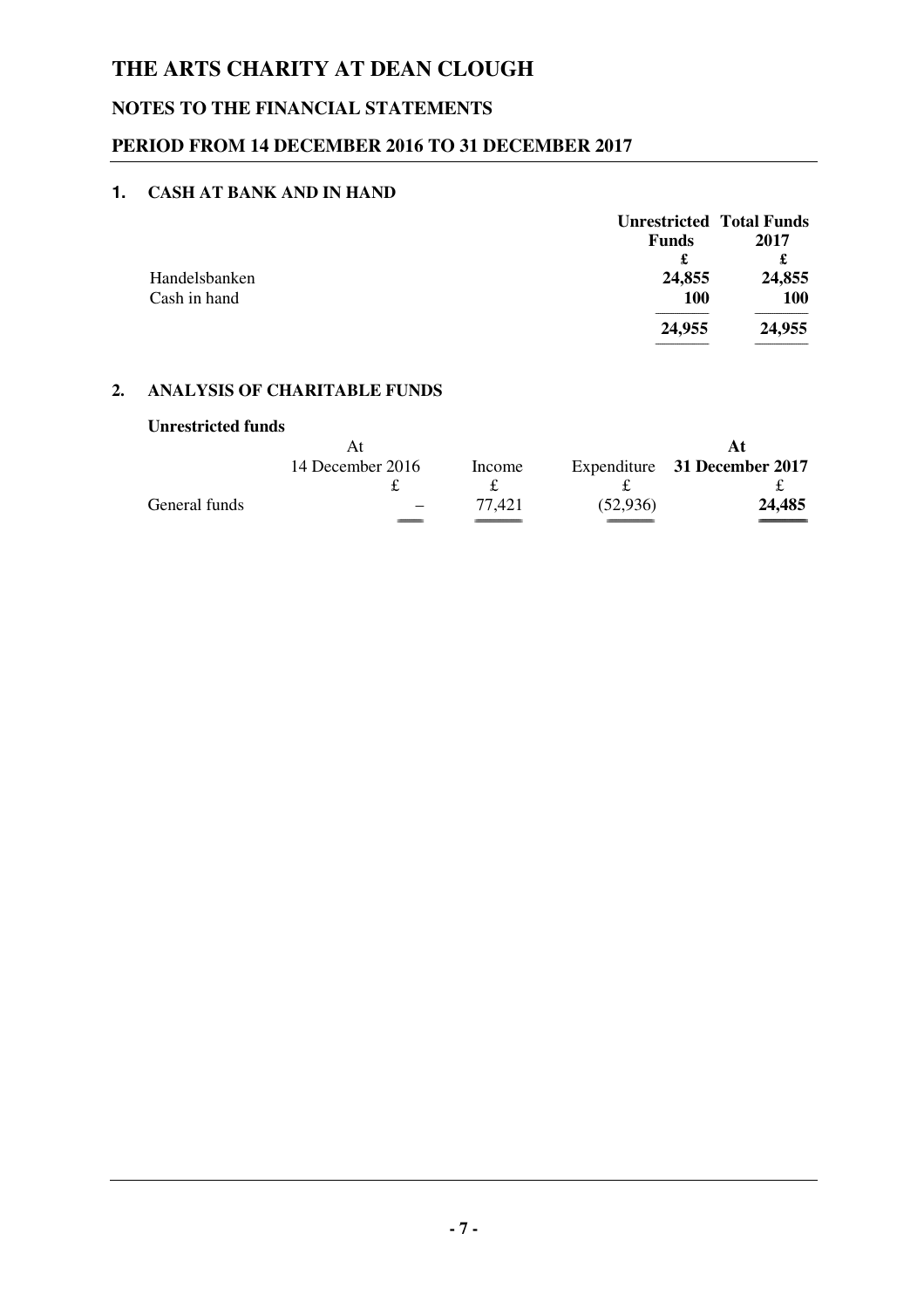# THE ARTS CHARITY AT DEAN CLOUGH

## NOTES TO THE FINANCIAL STATEMENTS

## PERIOD FROM 14 DECEMBER 2016 TO 31 DECEMBER 2017

### 1. CASH AT BANK AND IN HAND

| | Unrestricted Funds | Total Funds 2017 |
|---|---|---|
| | £ | £ |
| Handelsbanken | 24,855 | 24,855 |
| Cash in hand | 100 | 100 |
| | **24,955** | **24,955** |

### 2. ANALYSIS OF CHARITABLE FUNDS

**Unrestricted funds**

| | At 14 December 2016 | Income | Expenditure | At 31 December 2017 |
|---|---|---|---|---|
| | £ | £ | £ | £ |
| General funds | – | 77,421 | (52,936) | **24,485** |